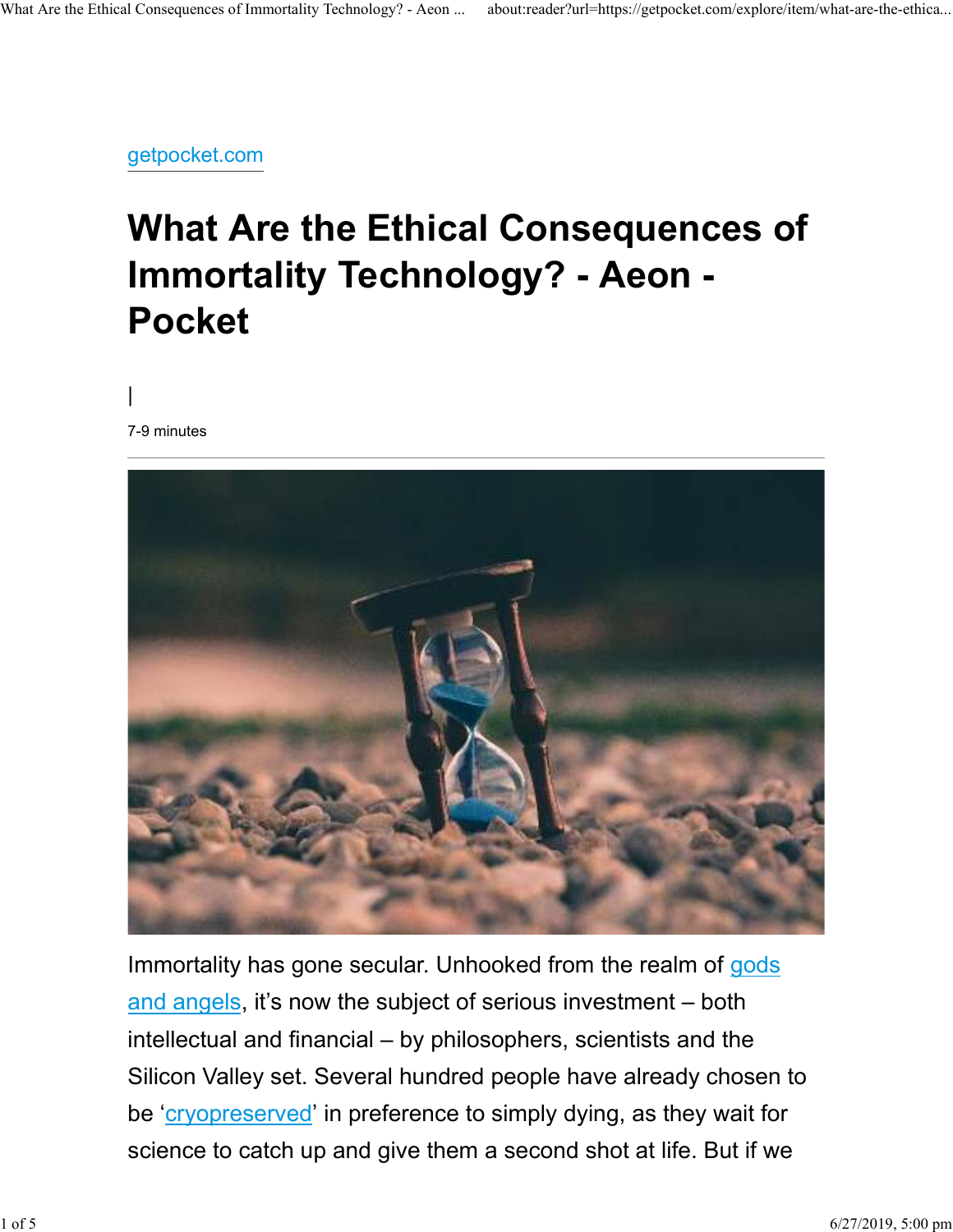getpocket.com

# What Are the Ethical Consequences of Immortality Technology? - Aeon - Pocket

|

7-9 minutes

Immortality has gone secular. Unhooked from the realm of gods and angels, it's now the subject of serious investment – both intellectual and financial – by philosophers, scientists and the Silicon Valley set. Several hundred people have already chosen to be 'cryopreserved' in preference to simply dying, as they wait for science to catch up and give them a second shot at life. But if we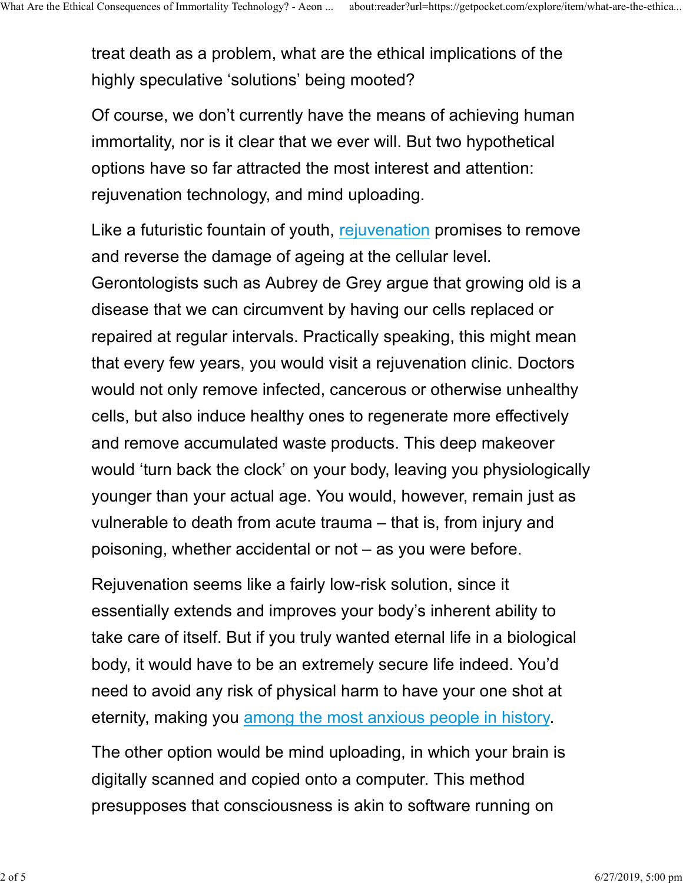treat death as a problem, what are the ethical implications of the highly speculative 'solutions' being mooted?

Of course, we don't currently have the means of achieving human immortality, nor is it clear that we ever will. But two hypothetical options have so far attracted the most interest and attention: rejuvenation technology, and mind uploading.

Like a futuristic fountain of youth, rejuvenation promises to remove and reverse the damage of ageing at the cellular level. Gerontologists such as Aubrey de Grey argue that growing old is a disease that we can circumvent by having our cells replaced or repaired at regular intervals. Practically speaking, this might mean that every few years, you would visit a rejuvenation clinic. Doctors would not only remove infected, cancerous or otherwise unhealthy cells, but also induce healthy ones to regenerate more effectively and remove accumulated waste products. This deep makeover would 'turn back the clock' on your body, leaving you physiologically younger than your actual age. You would, however, remain just as vulnerable to death from acute trauma – that is, from injury and poisoning, whether accidental or not – as you were before.

Rejuvenation seems like a fairly low-risk solution, since it essentially extends and improves your body's inherent ability to take care of itself. But if you truly wanted eternal life in a biological body, it would have to be an extremely secure life indeed. You'd need to avoid any risk of physical harm to have your one shot at eternity, making you among the most anxious people in history.

The other option would be mind uploading, in which your brain is digitally scanned and copied onto a computer. This method presupposes that consciousness is akin to software running on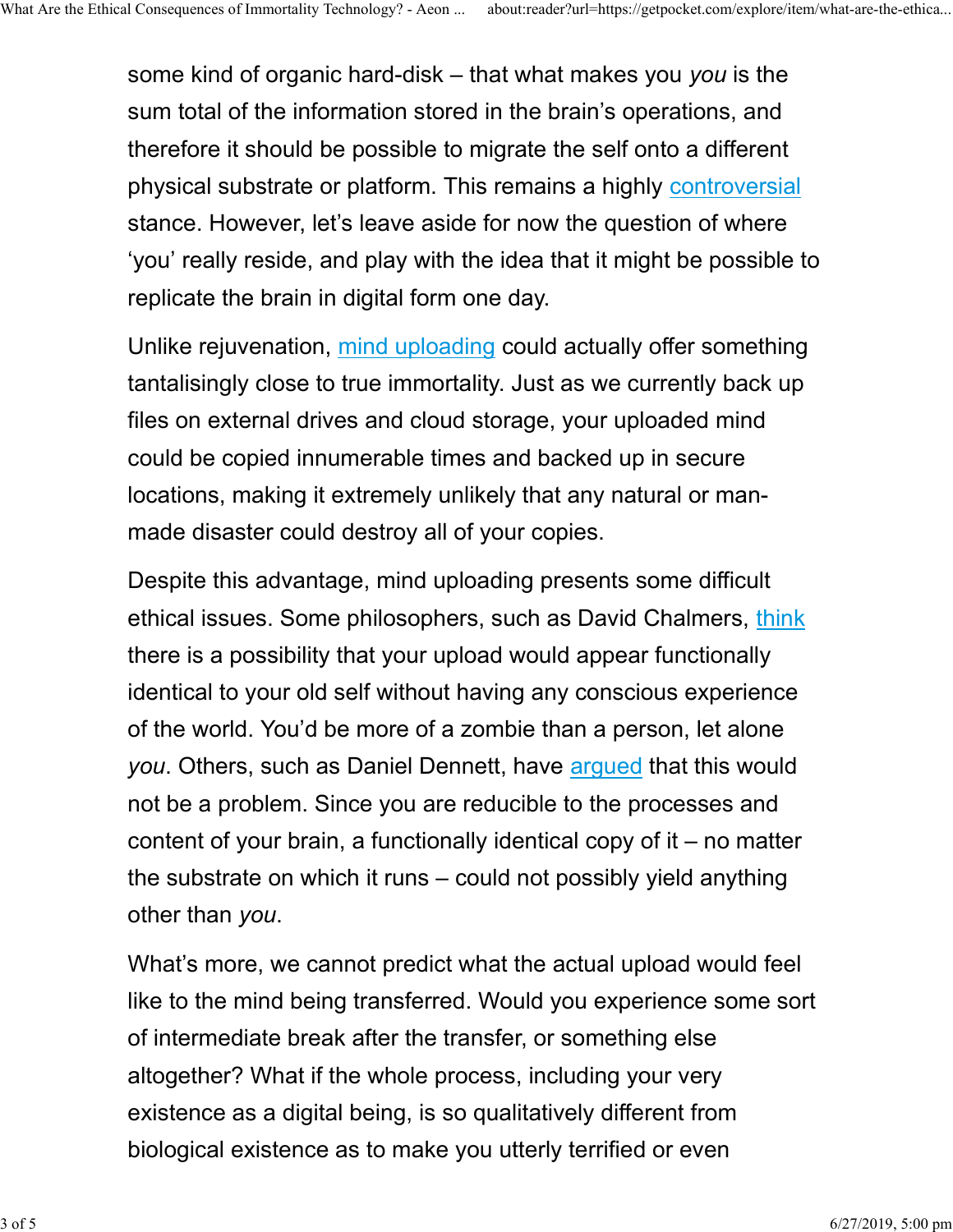some kind of organic hard-disk – that what makes you *you* is the sum total of the information stored in the brain's operations, and therefore it should be possible to migrate the self onto a different physical substrate or platform. This remains a highly controversial stance. However, let's leave aside for now the question of where 'you' really reside, and play with the idea that it might be possible to replicate the brain in digital form one day.

Unlike rejuvenation, mind uploading could actually offer something tantalisingly close to true immortality. Just as we currently back up files on external drives and cloud storage, your uploaded mind could be copied innumerable times and backed up in secure locations, making it extremely unlikely that any natural or man-made disaster could destroy all of your copies.

Despite this advantage, mind uploading presents some difficult ethical issues. Some philosophers, such as David Chalmers, think there is a possibility that your upload would appear functionally identical to your old self without having any conscious experience of the world. You'd be more of a zombie than a person, let alone *you*. Others, such as Daniel Dennett, have argued that this would not be a problem. Since you are reducible to the processes and content of your brain, a functionally identical copy of it – no matter the substrate on which it runs – could not possibly yield anything other than *you*.

What's more, we cannot predict what the actual upload would feel like to the mind being transferred. Would you experience some sort of intermediate break after the transfer, or something else altogether? What if the whole process, including your very existence as a digital being, is so qualitatively different from biological existence as to make you utterly terrified or even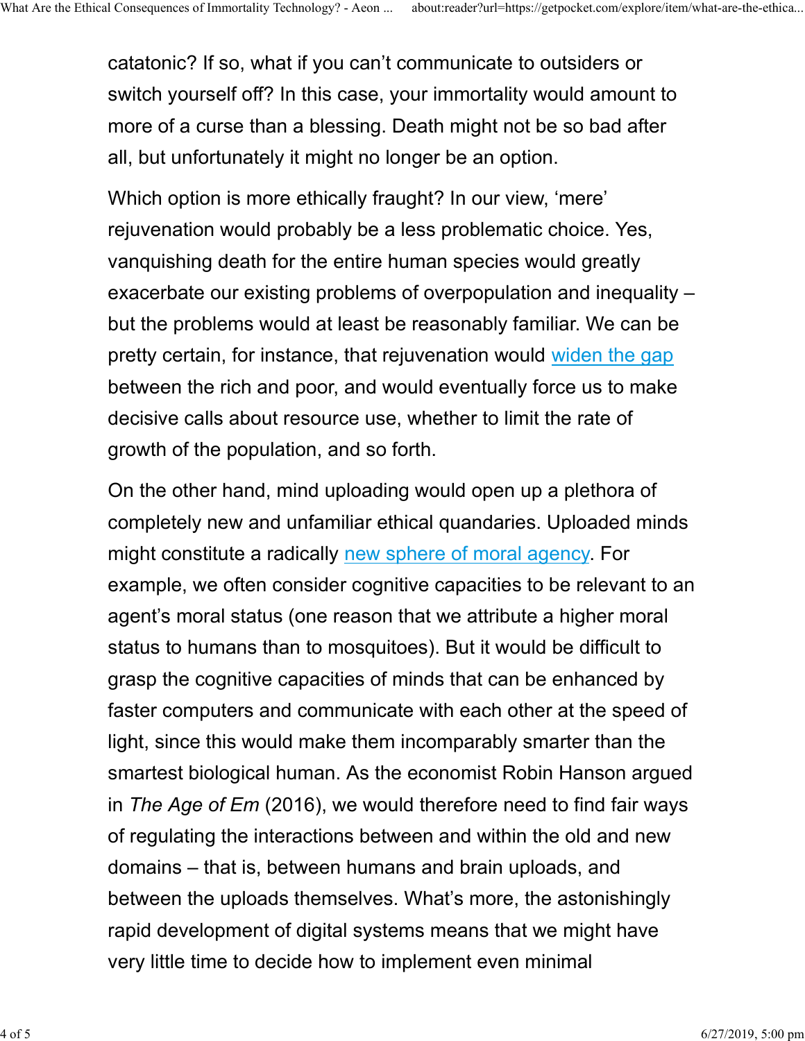catatonic? If so, what if you can't communicate to outsiders or switch yourself off? In this case, your immortality would amount to more of a curse than a blessing. Death might not be so bad after all, but unfortunately it might no longer be an option.

Which option is more ethically fraught? In our view, 'mere' rejuvenation would probably be a less problematic choice. Yes, vanquishing death for the entire human species would greatly exacerbate our existing problems of overpopulation and inequality – but the problems would at least be reasonably familiar. We can be pretty certain, for instance, that rejuvenation would widen the gap between the rich and poor, and would eventually force us to make decisive calls about resource use, whether to limit the rate of growth of the population, and so forth.

On the other hand, mind uploading would open up a plethora of completely new and unfamiliar ethical quandaries. Uploaded minds might constitute a radically new sphere of moral agency. For example, we often consider cognitive capacities to be relevant to an agent's moral status (one reason that we attribute a higher moral status to humans than to mosquitoes). But it would be difficult to grasp the cognitive capacities of minds that can be enhanced by faster computers and communicate with each other at the speed of light, since this would make them incomparably smarter than the smartest biological human. As the economist Robin Hanson argued in *The Age of Em* (2016), we would therefore need to find fair ways of regulating the interactions between and within the old and new domains – that is, between humans and brain uploads, and between the uploads themselves. What's more, the astonishingly rapid development of digital systems means that we might have very little time to decide how to implement even minimal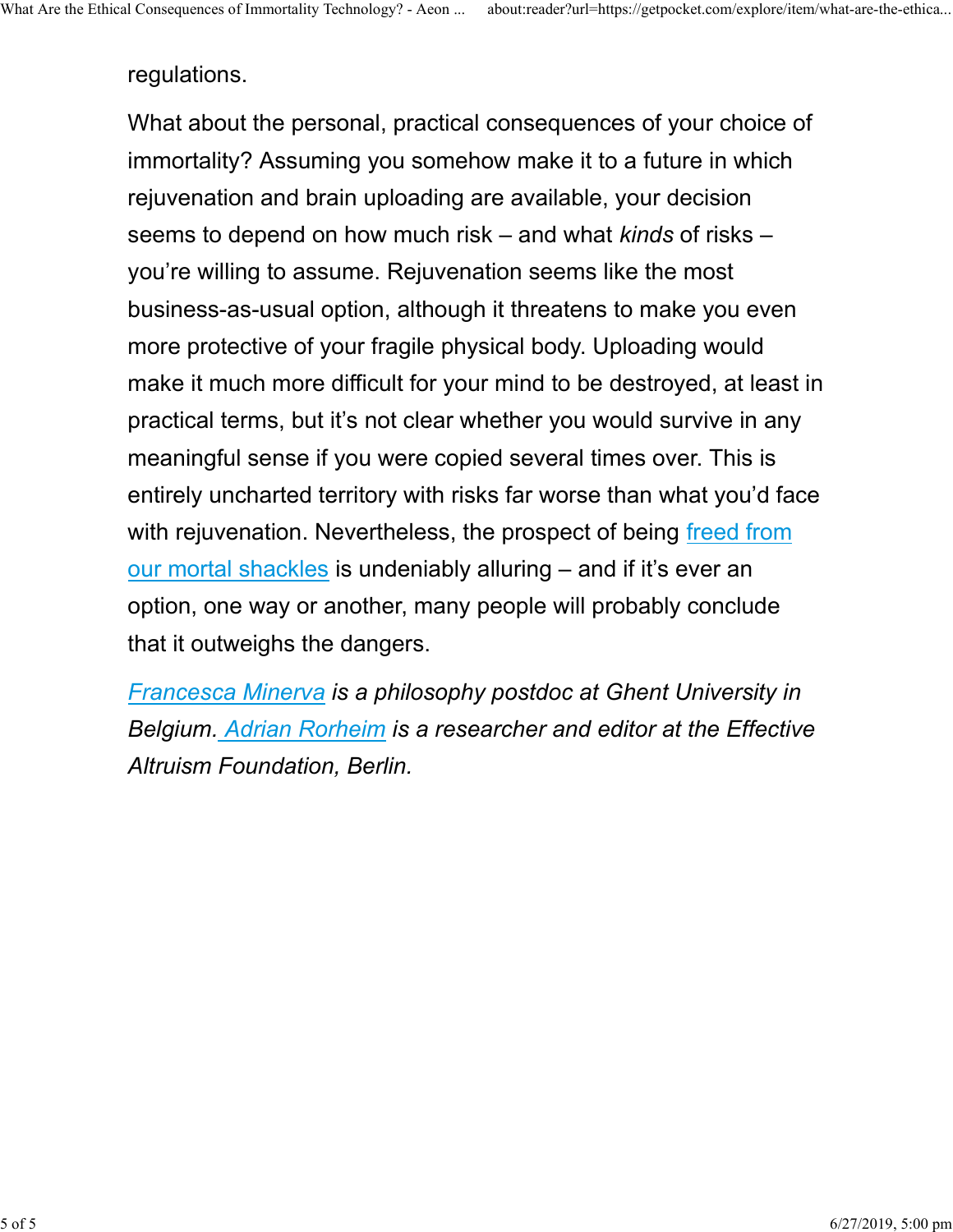regulations.

What about the personal, practical consequences of your choice of immortality? Assuming you somehow make it to a future in which rejuvenation and brain uploading are available, your decision seems to depend on how much risk – and what *kinds* of risks – you're willing to assume. Rejuvenation seems like the most business-as-usual option, although it threatens to make you even more protective of your fragile physical body. Uploading would make it much more difficult for your mind to be destroyed, at least in practical terms, but it's not clear whether you would survive in any meaningful sense if you were copied several times over. This is entirely uncharted territory with risks far worse than what you'd face with rejuvenation. Nevertheless, the prospect of being freed from our mortal shackles is undeniably alluring – and if it's ever an option, one way or another, many people will probably conclude that it outweighs the dangers.

*Francesca Minerva is a philosophy postdoc at Ghent University in Belgium. Adrian Rorheim is a researcher and editor at the Effective Altruism Foundation, Berlin.*